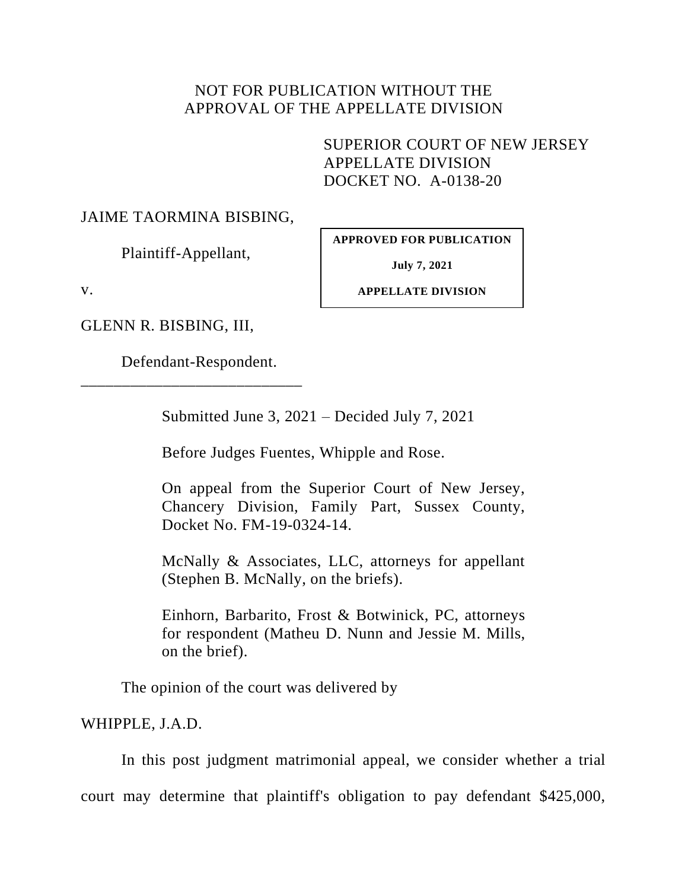NOT FOR PUBLICATION WITHOUT THE APPROVAL OF THE APPELLATE DIVISION

SUPERIOR COURT OF NEW JERSEY
APPELLATE DIVISION
DOCKET NO. A-0138-20

JAIME TAORMINA BISBING,

Plaintiff-Appellant,

v.

GLENN R. BISBING, III,

Defendant-Respondent.

**APPROVED FOR PUBLICATION**

**July 7, 2021**

**APPELLATE DIVISION**

Submitted June 3, 2021 – Decided July 7, 2021

Before Judges Fuentes, Whipple and Rose.

On appeal from the Superior Court of New Jersey, Chancery Division, Family Part, Sussex County, Docket No. FM-19-0324-14.

McNally & Associates, LLC, attorneys for appellant (Stephen B. McNally, on the briefs).

Einhorn, Barbarito, Frost & Botwinick, PC, attorneys for respondent (Matheu D. Nunn and Jessie M. Mills, on the brief).

The opinion of the court was delivered by

WHIPPLE, J.A.D.

In this post judgment matrimonial appeal, we consider whether a trial court may determine that plaintiff's obligation to pay defendant $425,000,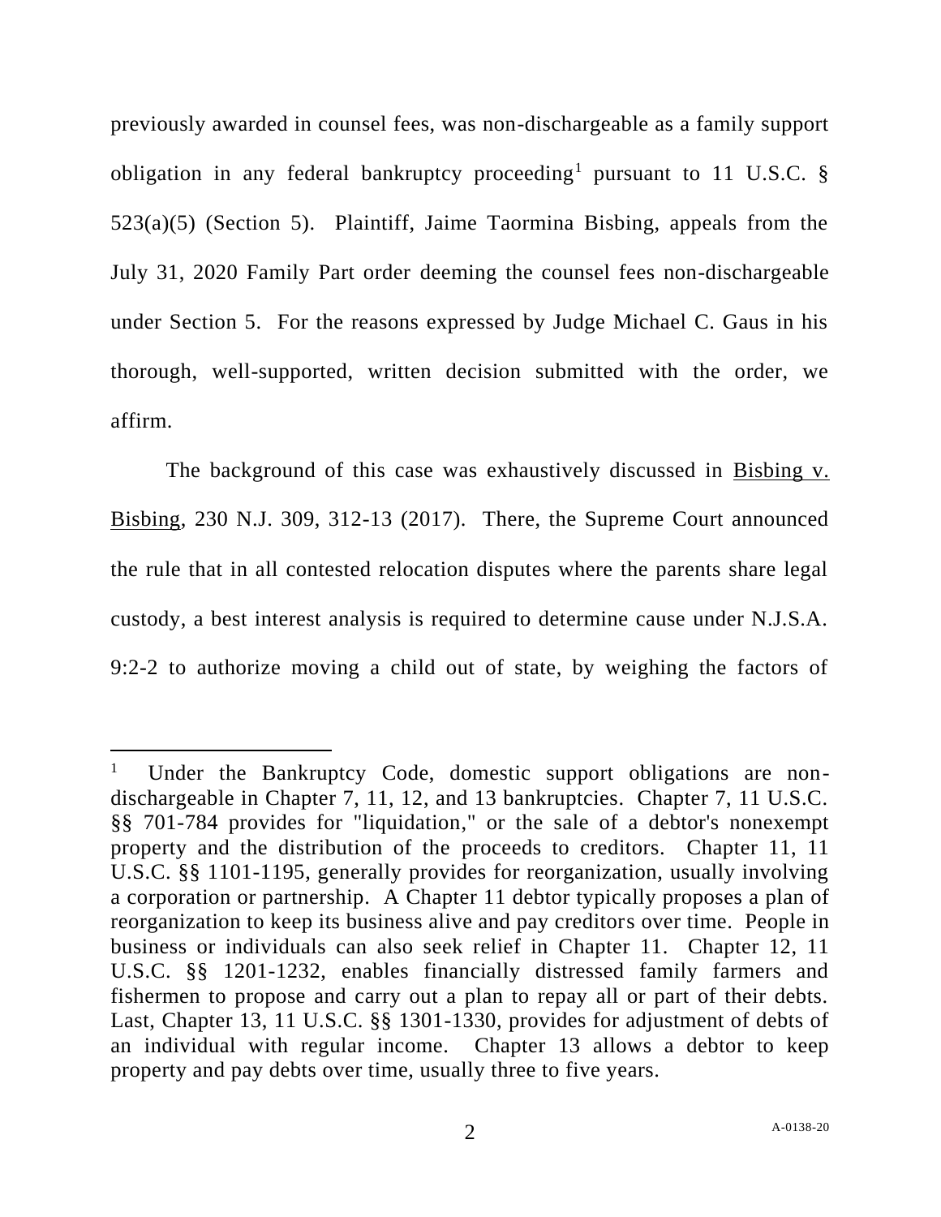previously awarded in counsel fees, was non-dischargeable as a family support obligation in any federal bankruptcy proceeding[1] pursuant to 11 U.S.C. § 523(a)(5) (Section 5). Plaintiff, Jaime Taormina Bisbing, appeals from the July 31, 2020 Family Part order deeming the counsel fees non-dischargeable under Section 5. For the reasons expressed by Judge Michael C. Gaus in his thorough, well-supported, written decision submitted with the order, we affirm.

The background of this case was exhaustively discussed in Bisbing v. Bisbing, 230 N.J. 309, 312-13 (2017). There, the Supreme Court announced the rule that in all contested relocation disputes where the parents share legal custody, a best interest analysis is required to determine cause under N.J.S.A. 9:2-2 to authorize moving a child out of state, by weighing the factors of

---

[1] Under the Bankruptcy Code, domestic support obligations are non-dischargeable in Chapter 7, 11, 12, and 13 bankruptcies. Chapter 7, 11 U.S.C. §§ 701-784 provides for "liquidation," or the sale of a debtor's nonexempt property and the distribution of the proceeds to creditors. Chapter 11, 11 U.S.C. §§ 1101-1195, generally provides for reorganization, usually involving a corporation or partnership. A Chapter 11 debtor typically proposes a plan of reorganization to keep its business alive and pay creditors over time. People in business or individuals can also seek relief in Chapter 11. Chapter 12, 11 U.S.C. §§ 1201-1232, enables financially distressed family farmers and fishermen to propose and carry out a plan to repay all or part of their debts. Last, Chapter 13, 11 U.S.C. §§ 1301-1330, provides for adjustment of debts of an individual with regular income. Chapter 13 allows a debtor to keep property and pay debts over time, usually three to five years.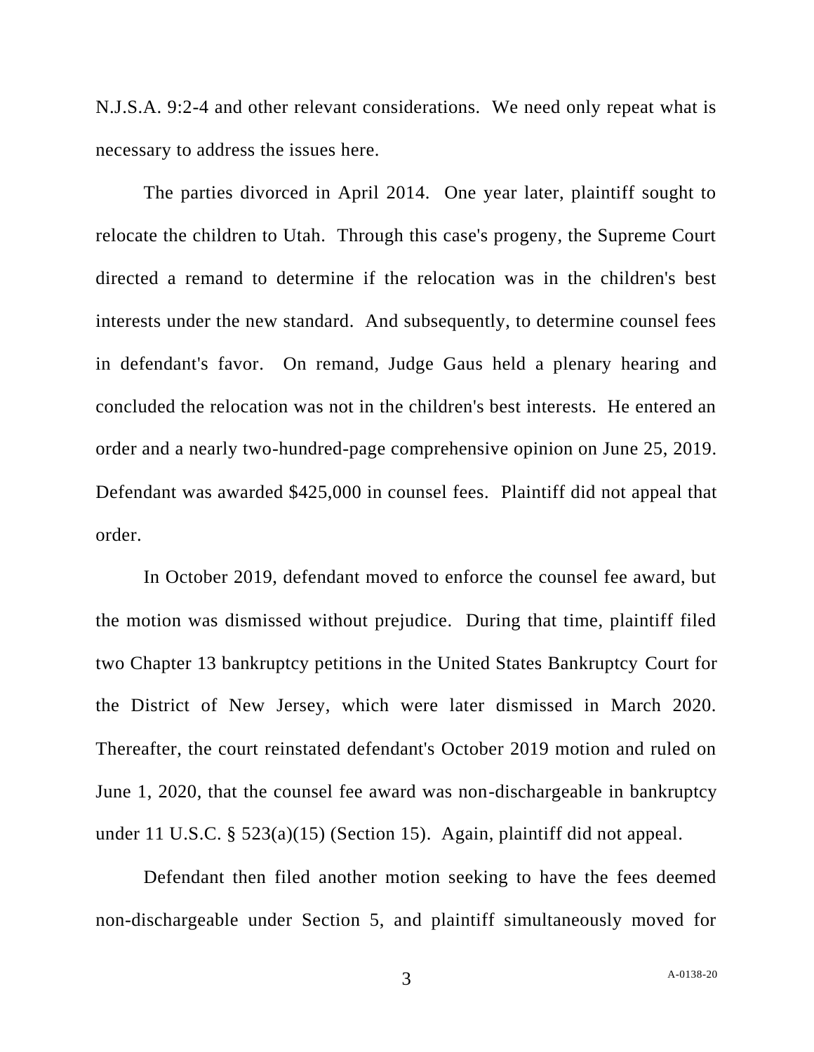N.J.S.A. 9:2-4 and other relevant considerations. We need only repeat what is necessary to address the issues here.

The parties divorced in April 2014. One year later, plaintiff sought to relocate the children to Utah. Through this case's progeny, the Supreme Court directed a remand to determine if the relocation was in the children's best interests under the new standard. And subsequently, to determine counsel fees in defendant's favor. On remand, Judge Gaus held a plenary hearing and concluded the relocation was not in the children's best interests. He entered an order and a nearly two-hundred-page comprehensive opinion on June 25, 2019. Defendant was awarded $425,000 in counsel fees. Plaintiff did not appeal that order.

In October 2019, defendant moved to enforce the counsel fee award, but the motion was dismissed without prejudice. During that time, plaintiff filed two Chapter 13 bankruptcy petitions in the United States Bankruptcy Court for the District of New Jersey, which were later dismissed in March 2020. Thereafter, the court reinstated defendant's October 2019 motion and ruled on June 1, 2020, that the counsel fee award was non-dischargeable in bankruptcy under 11 U.S.C. § 523(a)(15) (Section 15). Again, plaintiff did not appeal.

Defendant then filed another motion seeking to have the fees deemed non-dischargeable under Section 5, and plaintiff simultaneously moved for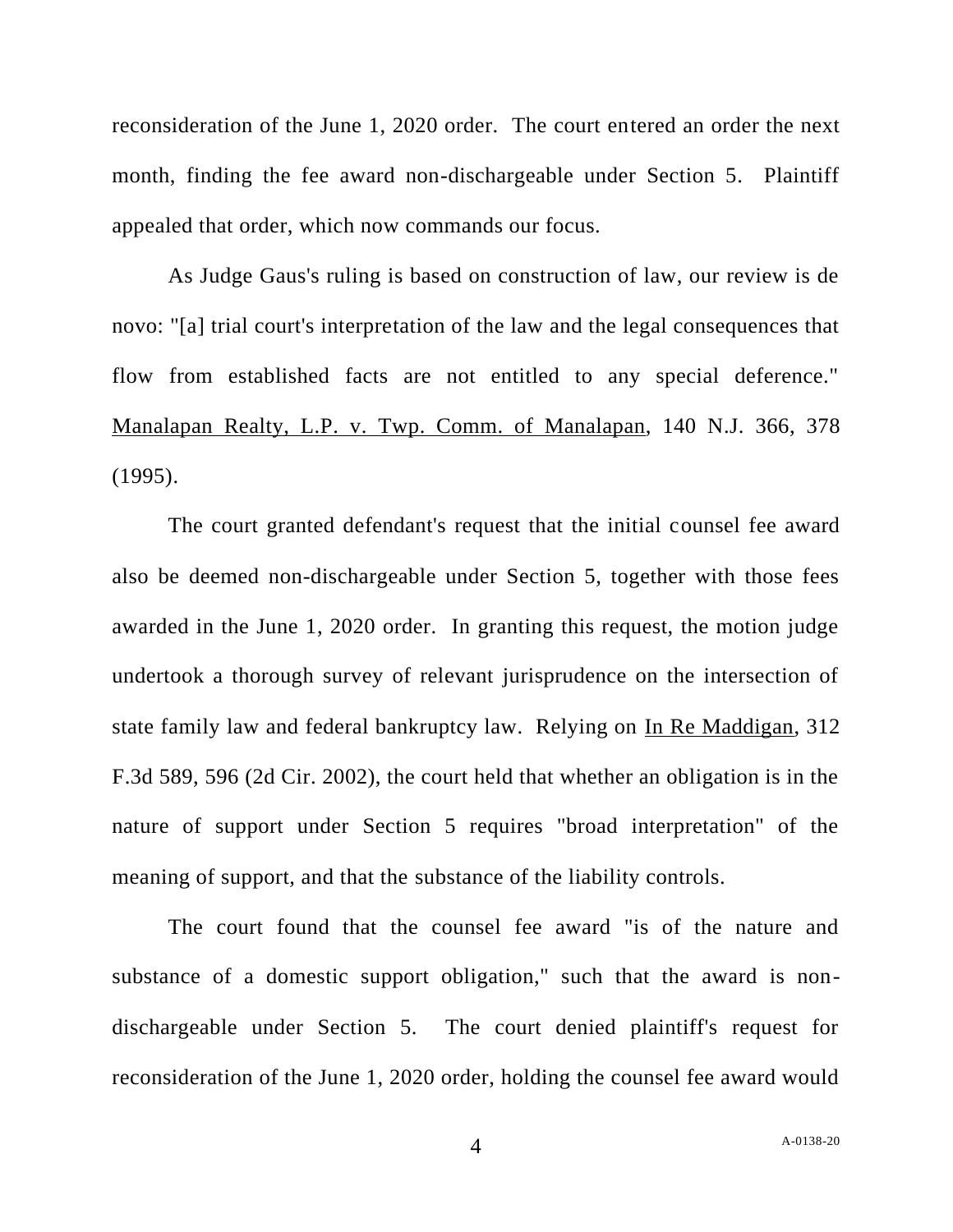reconsideration of the June 1, 2020 order. The court entered an order the next month, finding the fee award non-dischargeable under Section 5. Plaintiff appealed that order, which now commands our focus.

As Judge Gaus's ruling is based on construction of law, our review is de novo: "[a] trial court's interpretation of the law and the legal consequences that flow from established facts are not entitled to any special deference." Manalapan Realty, L.P. v. Twp. Comm. of Manalapan, 140 N.J. 366, 378 (1995).

The court granted defendant's request that the initial counsel fee award also be deemed non-dischargeable under Section 5, together with those fees awarded in the June 1, 2020 order. In granting this request, the motion judge undertook a thorough survey of relevant jurisprudence on the intersection of state family law and federal bankruptcy law. Relying on In Re Maddigan, 312 F.3d 589, 596 (2d Cir. 2002), the court held that whether an obligation is in the nature of support under Section 5 requires "broad interpretation" of the meaning of support, and that the substance of the liability controls.

The court found that the counsel fee award "is of the nature and substance of a domestic support obligation," such that the award is non-dischargeable under Section 5. The court denied plaintiff's request for reconsideration of the June 1, 2020 order, holding the counsel fee award would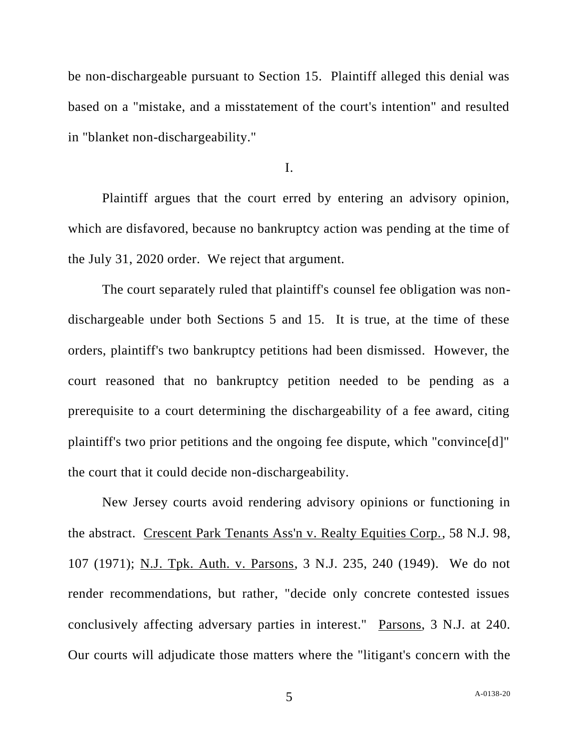be non-dischargeable pursuant to Section 15. Plaintiff alleged this denial was based on a "mistake, and a misstatement of the court's intention" and resulted in "blanket non-dischargeability."

I.

Plaintiff argues that the court erred by entering an advisory opinion, which are disfavored, because no bankruptcy action was pending at the time of the July 31, 2020 order. We reject that argument.

The court separately ruled that plaintiff's counsel fee obligation was non-dischargeable under both Sections 5 and 15. It is true, at the time of these orders, plaintiff's two bankruptcy petitions had been dismissed. However, the court reasoned that no bankruptcy petition needed to be pending as a prerequisite to a court determining the dischargeability of a fee award, citing plaintiff's two prior petitions and the ongoing fee dispute, which "convince[d]" the court that it could decide non-dischargeability.

New Jersey courts avoid rendering advisory opinions or functioning in the abstract. Crescent Park Tenants Ass'n v. Realty Equities Corp., 58 N.J. 98, 107 (1971); N.J. Tpk. Auth. v. Parsons, 3 N.J. 235, 240 (1949). We do not render recommendations, but rather, "decide only concrete contested issues conclusively affecting adversary parties in interest." Parsons, 3 N.J. at 240. Our courts will adjudicate those matters where the "litigant's concern with the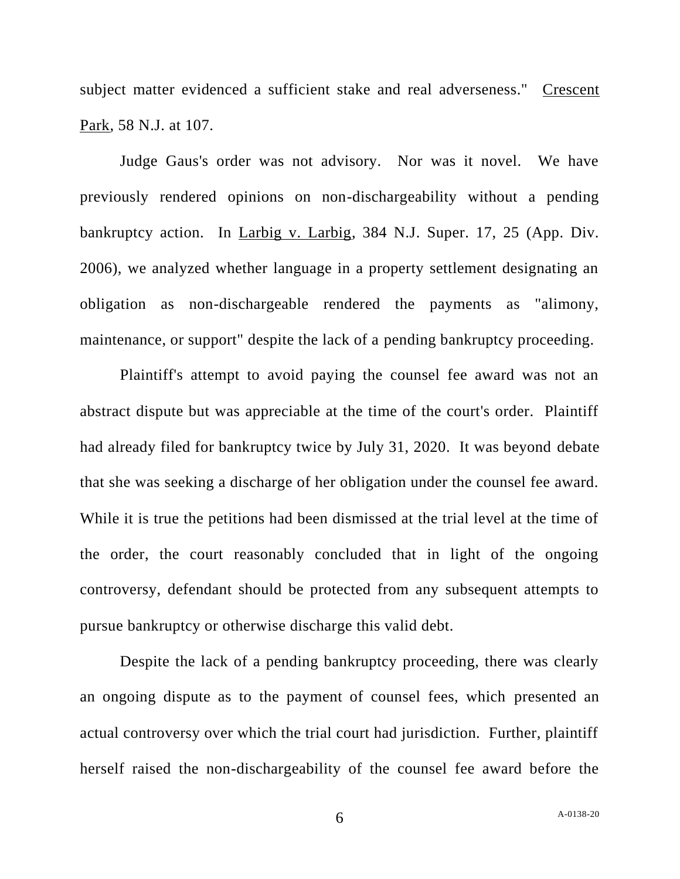subject matter evidenced a sufficient stake and real adverseness." Crescent Park, 58 N.J. at 107.

Judge Gaus's order was not advisory. Nor was it novel. We have previously rendered opinions on non-dischargeability without a pending bankruptcy action. In Larbig v. Larbig, 384 N.J. Super. 17, 25 (App. Div. 2006), we analyzed whether language in a property settlement designating an obligation as non-dischargeable rendered the payments as "alimony, maintenance, or support" despite the lack of a pending bankruptcy proceeding.

Plaintiff's attempt to avoid paying the counsel fee award was not an abstract dispute but was appreciable at the time of the court's order. Plaintiff had already filed for bankruptcy twice by July 31, 2020. It was beyond debate that she was seeking a discharge of her obligation under the counsel fee award. While it is true the petitions had been dismissed at the trial level at the time of the order, the court reasonably concluded that in light of the ongoing controversy, defendant should be protected from any subsequent attempts to pursue bankruptcy or otherwise discharge this valid debt.

Despite the lack of a pending bankruptcy proceeding, there was clearly an ongoing dispute as to the payment of counsel fees, which presented an actual controversy over which the trial court had jurisdiction. Further, plaintiff herself raised the non-dischargeability of the counsel fee award before the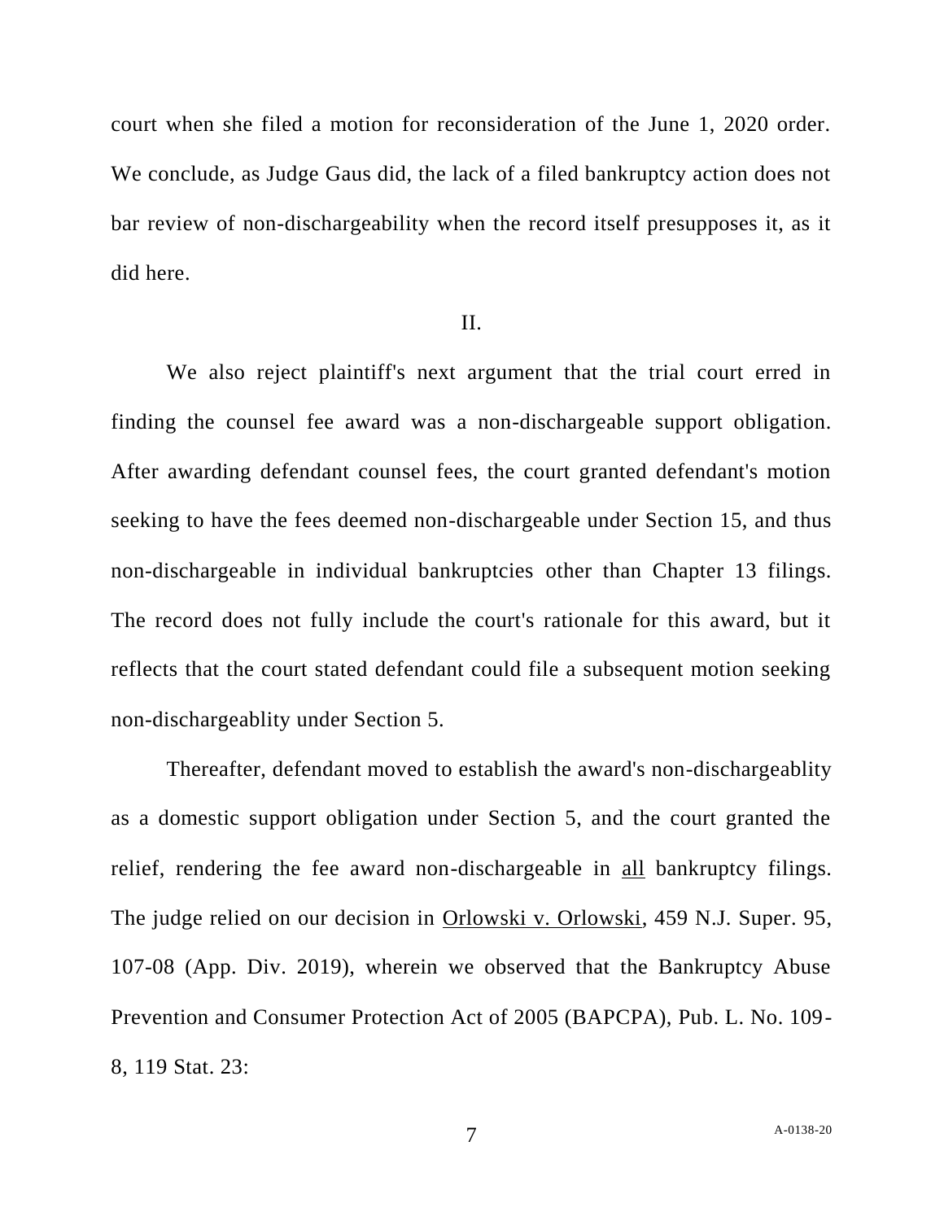court when she filed a motion for reconsideration of the June 1, 2020 order. We conclude, as Judge Gaus did, the lack of a filed bankruptcy action does not bar review of non-dischargeability when the record itself presupposes it, as it did here.

II.

We also reject plaintiff's next argument that the trial court erred in finding the counsel fee award was a non-dischargeable support obligation. After awarding defendant counsel fees, the court granted defendant's motion seeking to have the fees deemed non-dischargeable under Section 15, and thus non-dischargeable in individual bankruptcies other than Chapter 13 filings. The record does not fully include the court's rationale for this award, but it reflects that the court stated defendant could file a subsequent motion seeking non-dischargeablity under Section 5.

Thereafter, defendant moved to establish the award's non-dischargeablity as a domestic support obligation under Section 5, and the court granted the relief, rendering the fee award non-dischargeable in <u>all</u> bankruptcy filings. The judge relied on our decision in <u>Orlowski v. Orlowski</u>, 459 N.J. Super. 95, 107-08 (App. Div. 2019), wherein we observed that the Bankruptcy Abuse Prevention and Consumer Protection Act of 2005 (BAPCPA), Pub. L. No. 109-8, 119 Stat. 23: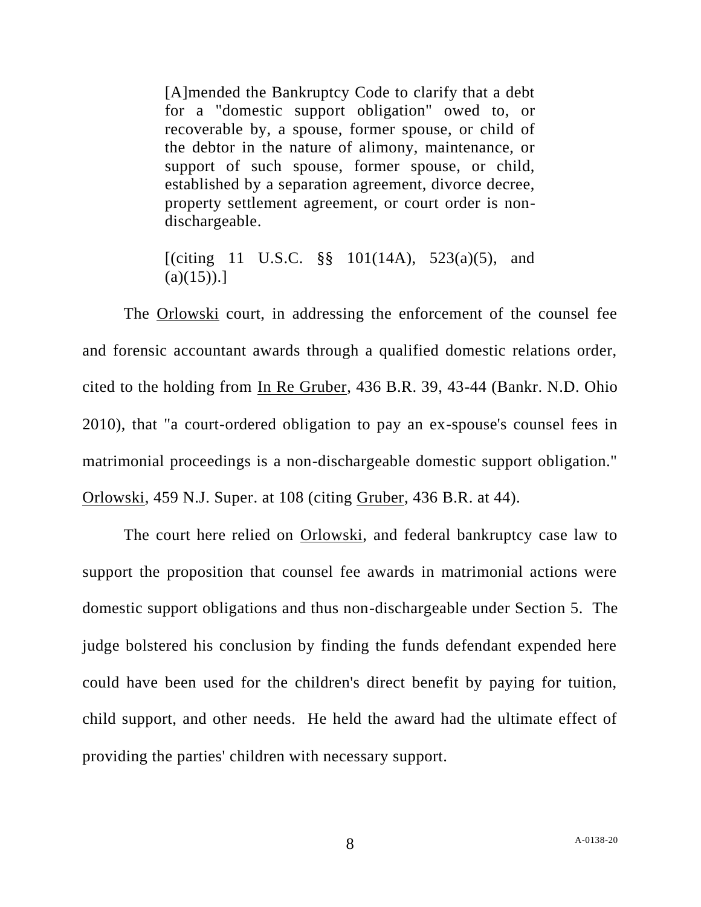> [A]mended the Bankruptcy Code to clarify that a debt for a "domestic support obligation" owed to, or recoverable by, a spouse, former spouse, or child of the debtor in the nature of alimony, maintenance, or support of such spouse, former spouse, or child, established by a separation agreement, divorce decree, property settlement agreement, or court order is non-dischargeable.
>
> [(citing 11 U.S.C. §§ 101(14A), 523(a)(5), and (a)(15)).]

The Orlowski court, in addressing the enforcement of the counsel fee and forensic accountant awards through a qualified domestic relations order, cited to the holding from In Re Gruber, 436 B.R. 39, 43-44 (Bankr. N.D. Ohio 2010), that "a court-ordered obligation to pay an ex-spouse's counsel fees in matrimonial proceedings is a non-dischargeable domestic support obligation." Orlowski, 459 N.J. Super. at 108 (citing Gruber, 436 B.R. at 44).

The court here relied on Orlowski, and federal bankruptcy case law to support the proposition that counsel fee awards in matrimonial actions were domestic support obligations and thus non-dischargeable under Section 5. The judge bolstered his conclusion by finding the funds defendant expended here could have been used for the children's direct benefit by paying for tuition, child support, and other needs. He held the award had the ultimate effect of providing the parties' children with necessary support.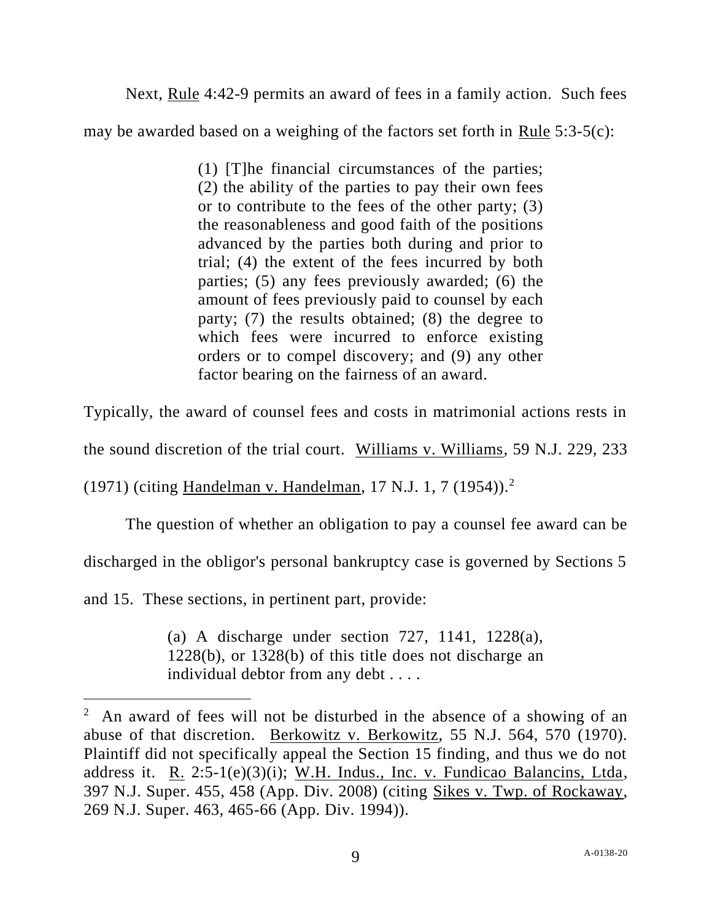Next, Rule 4:42-9 permits an award of fees in a family action. Such fees may be awarded based on a weighing of the factors set forth in Rule 5:3-5(c):

> (1) [T]he financial circumstances of the parties; (2) the ability of the parties to pay their own fees or to contribute to the fees of the other party; (3) the reasonableness and good faith of the positions advanced by the parties both during and prior to trial; (4) the extent of the fees incurred by both parties; (5) any fees previously awarded; (6) the amount of fees previously paid to counsel by each party; (7) the results obtained; (8) the degree to which fees were incurred to enforce existing orders or to compel discovery; and (9) any other factor bearing on the fairness of an award.

Typically, the award of counsel fees and costs in matrimonial actions rests in the sound discretion of the trial court. Williams v. Williams, 59 N.J. 229, 233 (1971) (citing Handelman v. Handelman, 17 N.J. 1, 7 (1954)).[2]

The question of whether an obligation to pay a counsel fee award can be discharged in the obligor's personal bankruptcy case is governed by Sections 5 and 15. These sections, in pertinent part, provide:

> (a) A discharge under section 727, 1141, 1228(a), 1228(b), or 1328(b) of this title does not discharge an individual debtor from any debt . . . .

[2] An award of fees will not be disturbed in the absence of a showing of an abuse of that discretion. Berkowitz v. Berkowitz, 55 N.J. 564, 570 (1970). Plaintiff did not specifically appeal the Section 15 finding, and thus we do not address it. R. 2:5-1(e)(3)(i); W.H. Indus., Inc. v. Fundicao Balancins, Ltda, 397 N.J. Super. 455, 458 (App. Div. 2008) (citing Sikes v. Twp. of Rockaway, 269 N.J. Super. 463, 465-66 (App. Div. 1994)).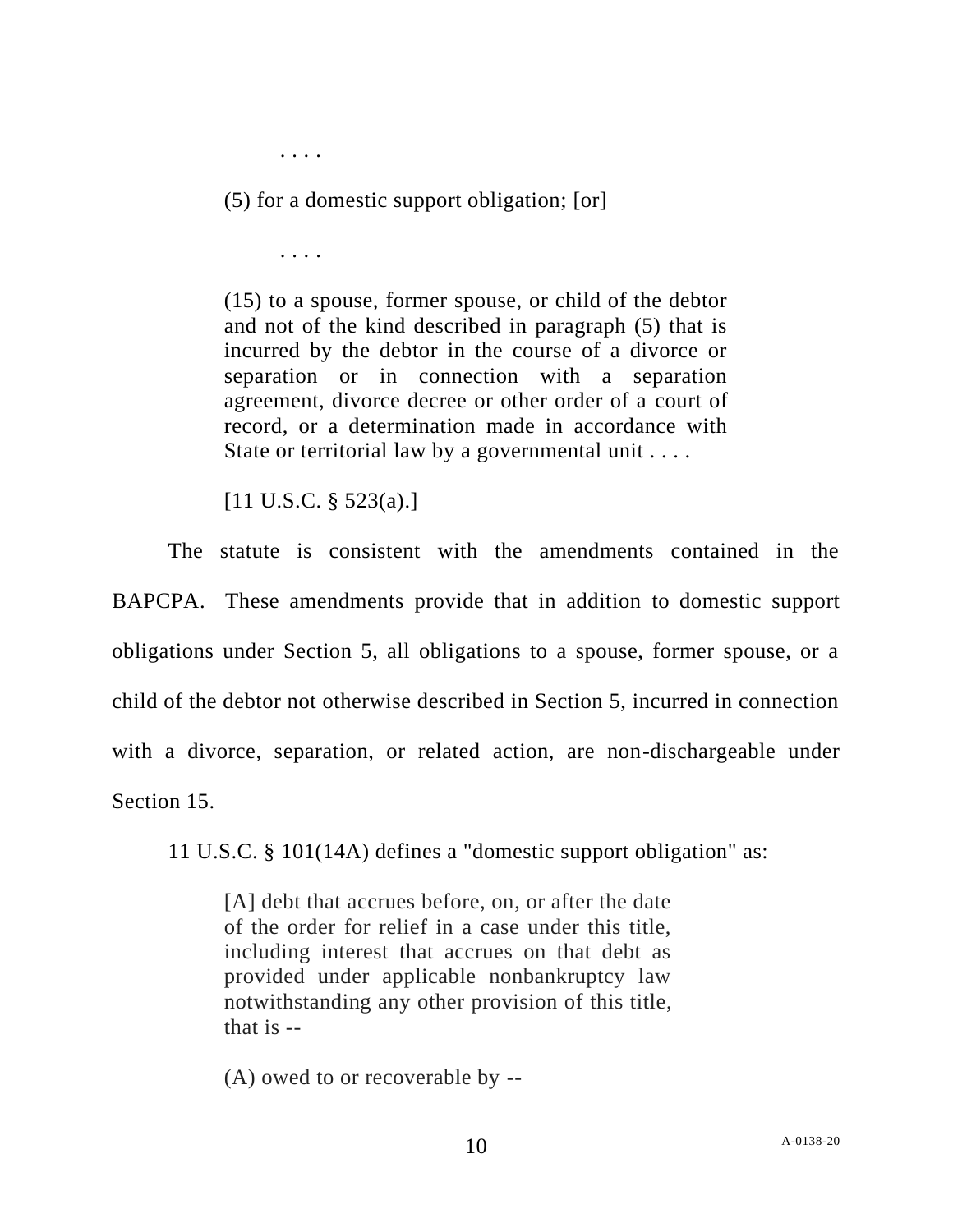> . . . .
>
> (5) for a domestic support obligation; [or]
>
> . . . .
>
> (15) to a spouse, former spouse, or child of the debtor and not of the kind described in paragraph (5) that is incurred by the debtor in the course of a divorce or separation or in connection with a separation agreement, divorce decree or other order of a court of record, or a determination made in accordance with State or territorial law by a governmental unit . . . .
>
> [11 U.S.C. § 523(a).]

The statute is consistent with the amendments contained in the BAPCPA. These amendments provide that in addition to domestic support obligations under Section 5, all obligations to a spouse, former spouse, or a child of the debtor not otherwise described in Section 5, incurred in connection with a divorce, separation, or related action, are non-dischargeable under Section 15.

11 U.S.C. § 101(14A) defines a "domestic support obligation" as:

> [A] debt that accrues before, on, or after the date of the order for relief in a case under this title, including interest that accrues on that debt as provided under applicable nonbankruptcy law notwithstanding any other provision of this title, that is --
>
> (A) owed to or recoverable by --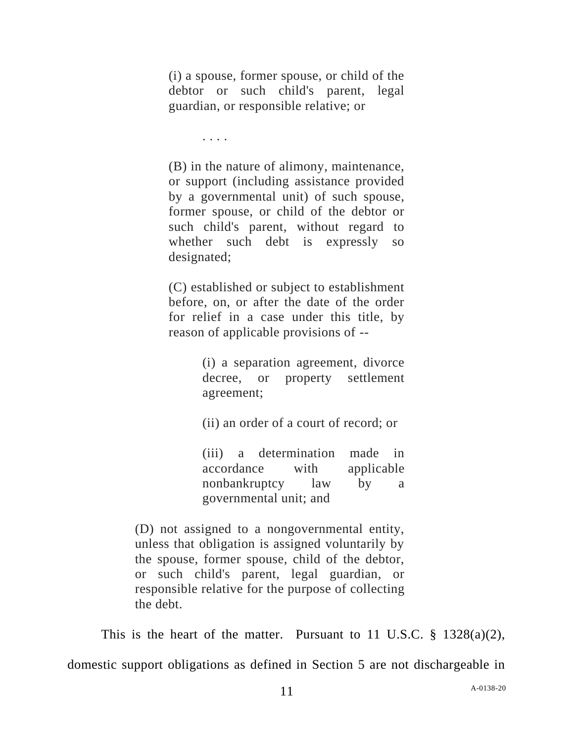> > (i) a spouse, former spouse, or child of the debtor or such child's parent, legal guardian, or responsible relative; or
> >
> > . . . .
> >
> > (B) in the nature of alimony, maintenance, or support (including assistance provided by a governmental unit) of such spouse, former spouse, or child of the debtor or such child's parent, without regard to whether such debt is expressly so designated;
> >
> > (C) established or subject to establishment before, on, or after the date of the order for relief in a case under this title, by reason of applicable provisions of --
> >
> > > (i) a separation agreement, divorce decree, or property settlement agreement;
> > >
> > > (ii) an order of a court of record; or
> > >
> > > (iii) a determination made in accordance with applicable nonbankruptcy law by a governmental unit; and
>
> (D) not assigned to a nongovernmental entity, unless that obligation is assigned voluntarily by the spouse, former spouse, child of the debtor, or such child's parent, legal guardian, or responsible relative for the purpose of collecting the debt.

This is the heart of the matter. Pursuant to 11 U.S.C. § 1328(a)(2), domestic support obligations as defined in Section 5 are not dischargeable in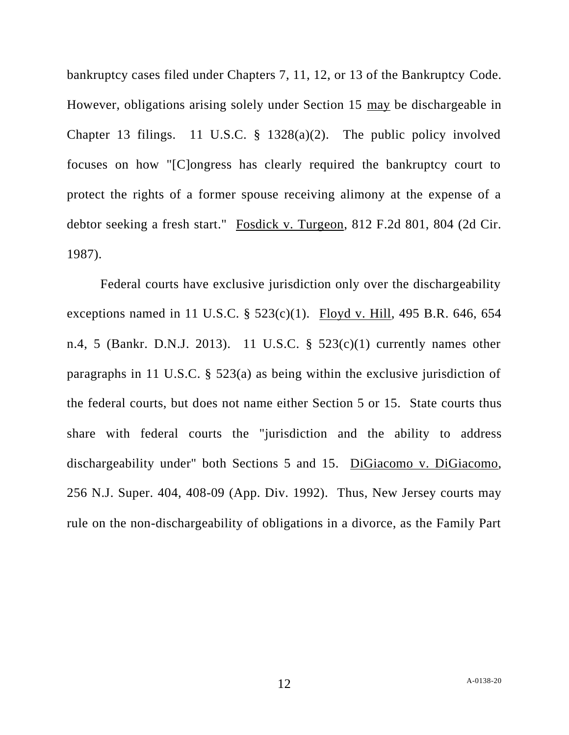bankruptcy cases filed under Chapters 7, 11, 12, or 13 of the Bankruptcy Code. However, obligations arising solely under Section 15 <u>may</u> be dischargeable in Chapter 13 filings. 11 U.S.C. § 1328(a)(2). The public policy involved focuses on how "[C]ongress has clearly required the bankruptcy court to protect the rights of a former spouse receiving alimony at the expense of a debtor seeking a fresh start." <u>Fosdick v. Turgeon</u>, 812 F.2d 801, 804 (2d Cir. 1987).

Federal courts have exclusive jurisdiction only over the dischargeability exceptions named in 11 U.S.C. § 523(c)(1). <u>Floyd v. Hill</u>, 495 B.R. 646, 654 n.4, 5 (Bankr. D.N.J. 2013). 11 U.S.C. § 523(c)(1) currently names other paragraphs in 11 U.S.C. § 523(a) as being within the exclusive jurisdiction of the federal courts, but does not name either Section 5 or 15. State courts thus share with federal courts the "jurisdiction and the ability to address dischargeability under" both Sections 5 and 15. <u>DiGiacomo v. DiGiacomo</u>, 256 N.J. Super. 404, 408-09 (App. Div. 1992). Thus, New Jersey courts may rule on the non-dischargeability of obligations in a divorce, as the Family Part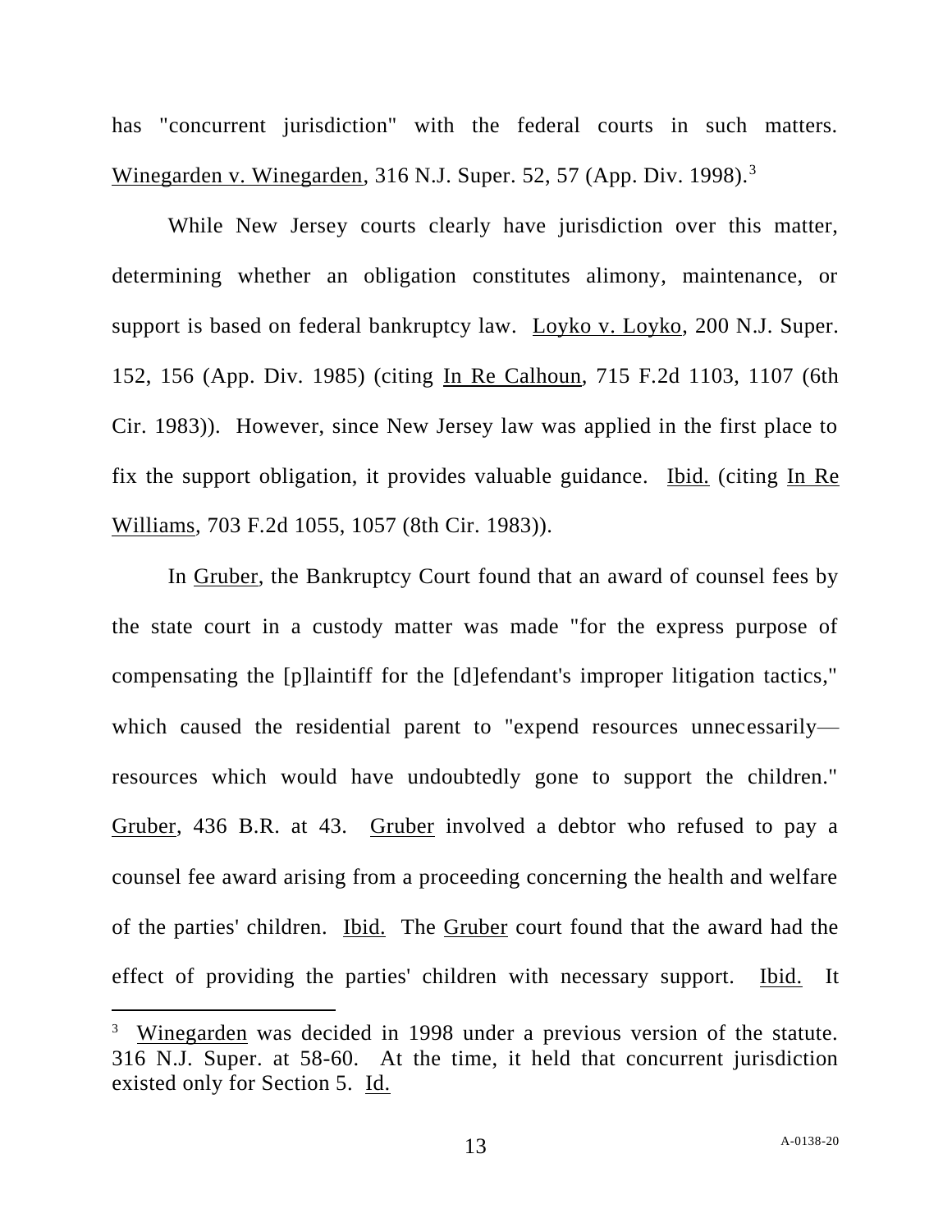has "concurrent jurisdiction" with the federal courts in such matters. Winegarden v. Winegarden, 316 N.J. Super. 52, 57 (App. Div. 1998).[3]

While New Jersey courts clearly have jurisdiction over this matter, determining whether an obligation constitutes alimony, maintenance, or support is based on federal bankruptcy law. Loyko v. Loyko, 200 N.J. Super. 152, 156 (App. Div. 1985) (citing In Re Calhoun, 715 F.2d 1103, 1107 (6th Cir. 1983)). However, since New Jersey law was applied in the first place to fix the support obligation, it provides valuable guidance. Ibid. (citing In Re Williams, 703 F.2d 1055, 1057 (8th Cir. 1983)).

In Gruber, the Bankruptcy Court found that an award of counsel fees by the state court in a custody matter was made "for the express purpose of compensating the [p]laintiff for the [d]efendant's improper litigation tactics," which caused the residential parent to "expend resources unnecessarily—resources which would have undoubtedly gone to support the children." Gruber, 436 B.R. at 43. Gruber involved a debtor who refused to pay a counsel fee award arising from a proceeding concerning the health and welfare of the parties' children. Ibid. The Gruber court found that the award had the effect of providing the parties' children with necessary support. Ibid. It

---

[3] Winegarden was decided in 1998 under a previous version of the statute. 316 N.J. Super. at 58-60. At the time, it held that concurrent jurisdiction existed only for Section 5. Id.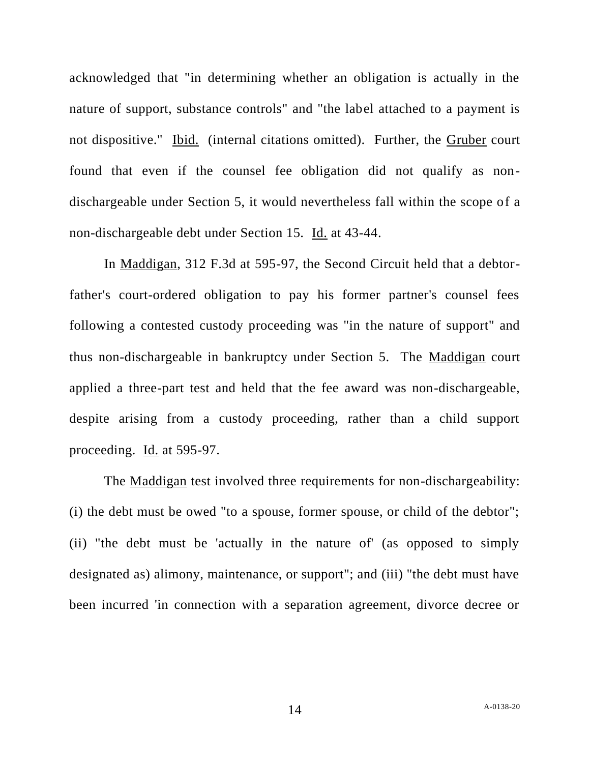acknowledged that "in determining whether an obligation is actually in the nature of support, substance controls" and "the label attached to a payment is not dispositive." Ibid. (internal citations omitted). Further, the Gruber court found that even if the counsel fee obligation did not qualify as non-dischargeable under Section 5, it would nevertheless fall within the scope of a non-dischargeable debt under Section 15. Id. at 43-44.

In Maddigan, 312 F.3d at 595-97, the Second Circuit held that a debtor-father's court-ordered obligation to pay his former partner's counsel fees following a contested custody proceeding was "in the nature of support" and thus non-dischargeable in bankruptcy under Section 5. The Maddigan court applied a three-part test and held that the fee award was non-dischargeable, despite arising from a custody proceeding, rather than a child support proceeding. Id. at 595-97.

The Maddigan test involved three requirements for non-dischargeability: (i) the debt must be owed "to a spouse, former spouse, or child of the debtor"; (ii) "the debt must be 'actually in the nature of' (as opposed to simply designated as) alimony, maintenance, or support"; and (iii) "the debt must have been incurred 'in connection with a separation agreement, divorce decree or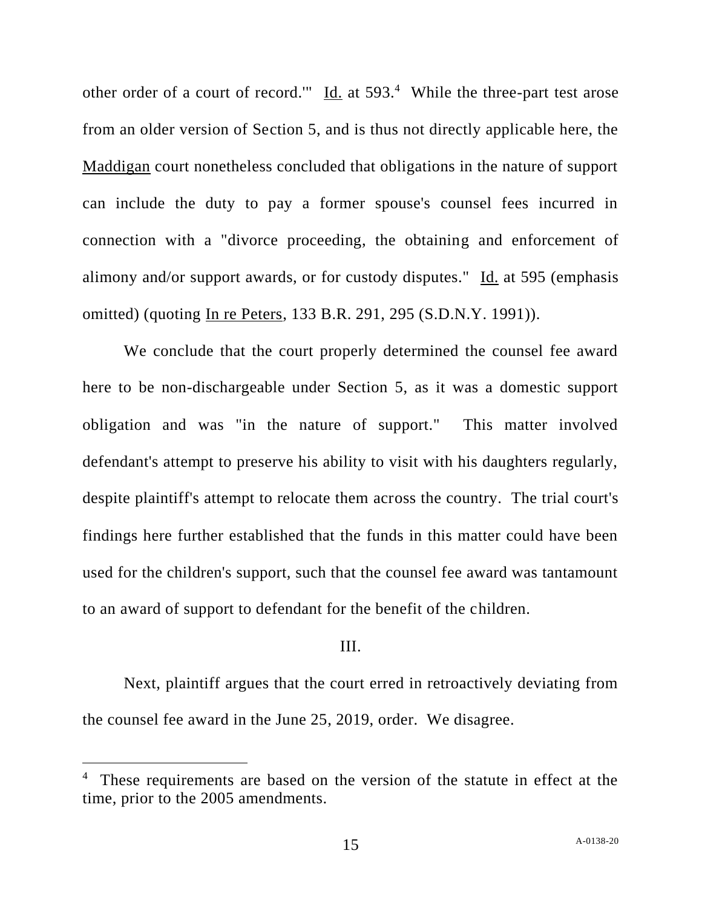other order of a court of record.'" Id. at 593.[4] While the three-part test arose from an older version of Section 5, and is thus not directly applicable here, the Maddigan court nonetheless concluded that obligations in the nature of support can include the duty to pay a former spouse's counsel fees incurred in connection with a "divorce proceeding, the obtaining and enforcement of alimony and/or support awards, or for custody disputes." Id. at 595 (emphasis omitted) (quoting In re Peters, 133 B.R. 291, 295 (S.D.N.Y. 1991)).

We conclude that the court properly determined the counsel fee award here to be non-dischargeable under Section 5, as it was a domestic support obligation and was "in the nature of support." This matter involved defendant's attempt to preserve his ability to visit with his daughters regularly, despite plaintiff's attempt to relocate them across the country. The trial court's findings here further established that the funds in this matter could have been used for the children's support, such that the counsel fee award was tantamount to an award of support to defendant for the benefit of the children.

## III.

Next, plaintiff argues that the court erred in retroactively deviating from the counsel fee award in the June 25, 2019, order. We disagree.

---

[4] These requirements are based on the version of the statute in effect at the time, prior to the 2005 amendments.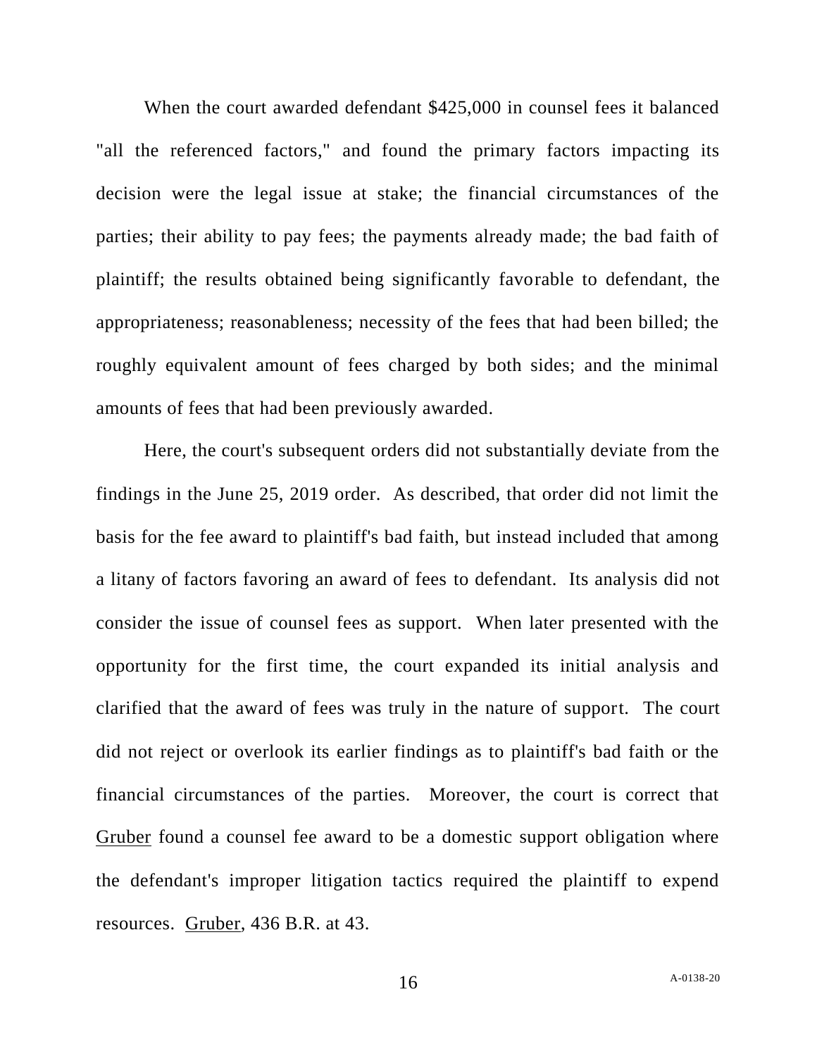When the court awarded defendant $425,000 in counsel fees it balanced "all the referenced factors," and found the primary factors impacting its decision were the legal issue at stake; the financial circumstances of the parties; their ability to pay fees; the payments already made; the bad faith of plaintiff; the results obtained being significantly favorable to defendant, the appropriateness; reasonableness; necessity of the fees that had been billed; the roughly equivalent amount of fees charged by both sides; and the minimal amounts of fees that had been previously awarded.

Here, the court's subsequent orders did not substantially deviate from the findings in the June 25, 2019 order. As described, that order did not limit the basis for the fee award to plaintiff's bad faith, but instead included that among a litany of factors favoring an award of fees to defendant. Its analysis did not consider the issue of counsel fees as support. When later presented with the opportunity for the first time, the court expanded its initial analysis and clarified that the award of fees was truly in the nature of support. The court did not reject or overlook its earlier findings as to plaintiff's bad faith or the financial circumstances of the parties. Moreover, the court is correct that Gruber found a counsel fee award to be a domestic support obligation where the defendant's improper litigation tactics required the plaintiff to expend resources. Gruber, 436 B.R. at 43.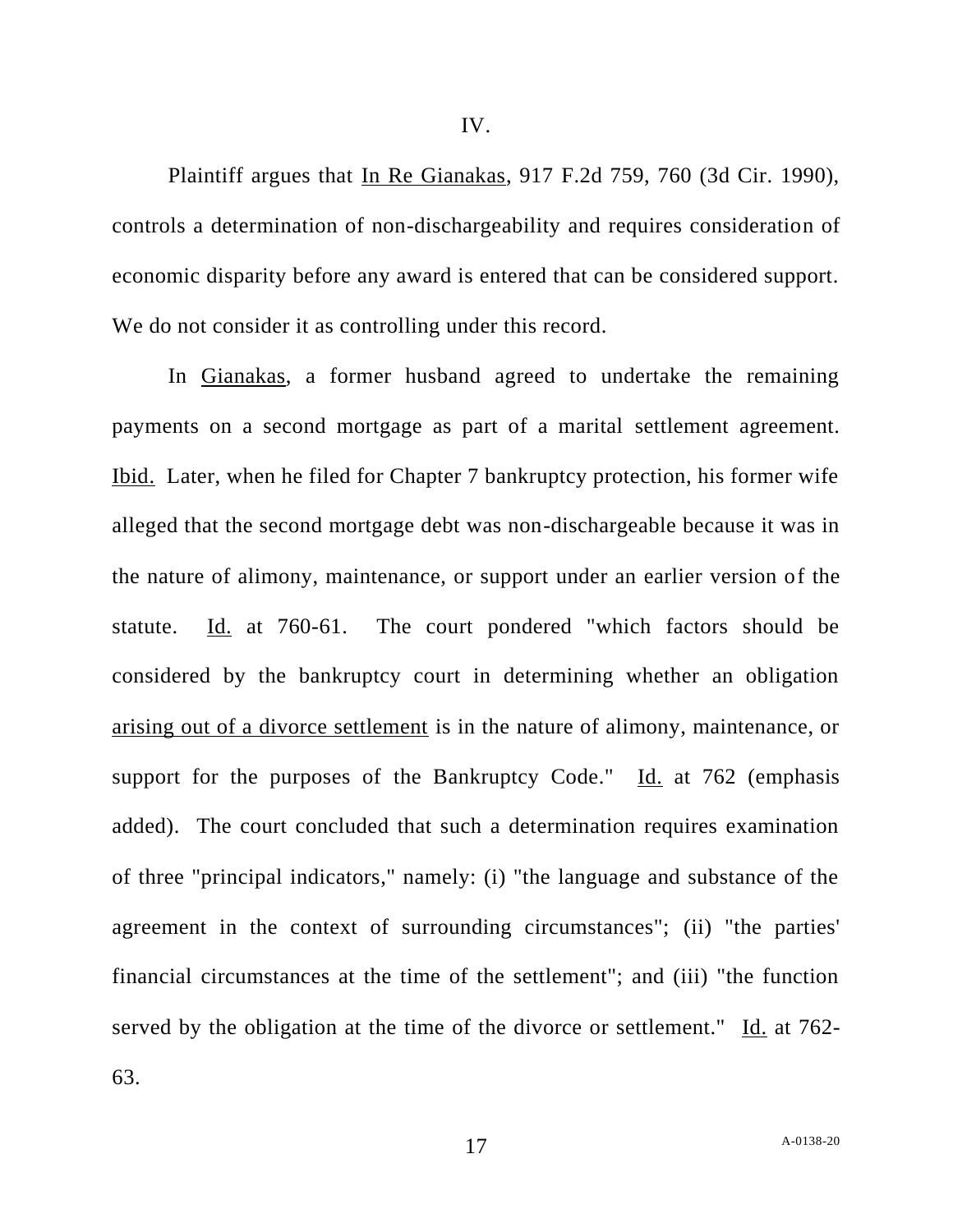IV.

Plaintiff argues that In Re Gianakas, 917 F.2d 759, 760 (3d Cir. 1990), controls a determination of non-dischargeability and requires consideration of economic disparity before any award is entered that can be considered support. We do not consider it as controlling under this record.

In Gianakas, a former husband agreed to undertake the remaining payments on a second mortgage as part of a marital settlement agreement. Ibid. Later, when he filed for Chapter 7 bankruptcy protection, his former wife alleged that the second mortgage debt was non-dischargeable because it was in the nature of alimony, maintenance, or support under an earlier version of the statute. Id. at 760-61. The court pondered "which factors should be considered by the bankruptcy court in determining whether an obligation arising out of a divorce settlement is in the nature of alimony, maintenance, or support for the purposes of the Bankruptcy Code." Id. at 762 (emphasis added). The court concluded that such a determination requires examination of three "principal indicators," namely: (i) "the language and substance of the agreement in the context of surrounding circumstances"; (ii) "the parties' financial circumstances at the time of the settlement"; and (iii) "the function served by the obligation at the time of the divorce or settlement." Id. at 762-63.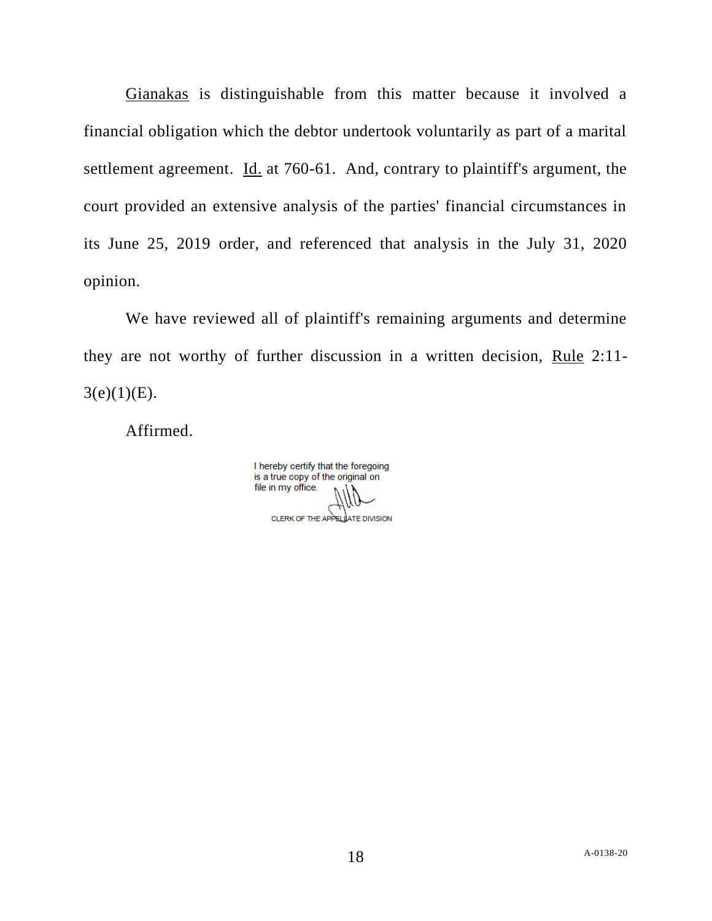Gianakas is distinguishable from this matter because it involved a financial obligation which the debtor undertook voluntarily as part of a marital settlement agreement. Id. at 760-61. And, contrary to plaintiff's argument, the court provided an extensive analysis of the parties' financial circumstances in its June 25, 2019 order, and referenced that analysis in the July 31, 2020 opinion.

We have reviewed all of plaintiff's remaining arguments and determine they are not worthy of further discussion in a written decision, Rule 2:11-3(e)(1)(E).

Affirmed.

I hereby certify that the foregoing is a true copy of the original on file in my office.

CLERK OF THE APPELLATE DIVISION